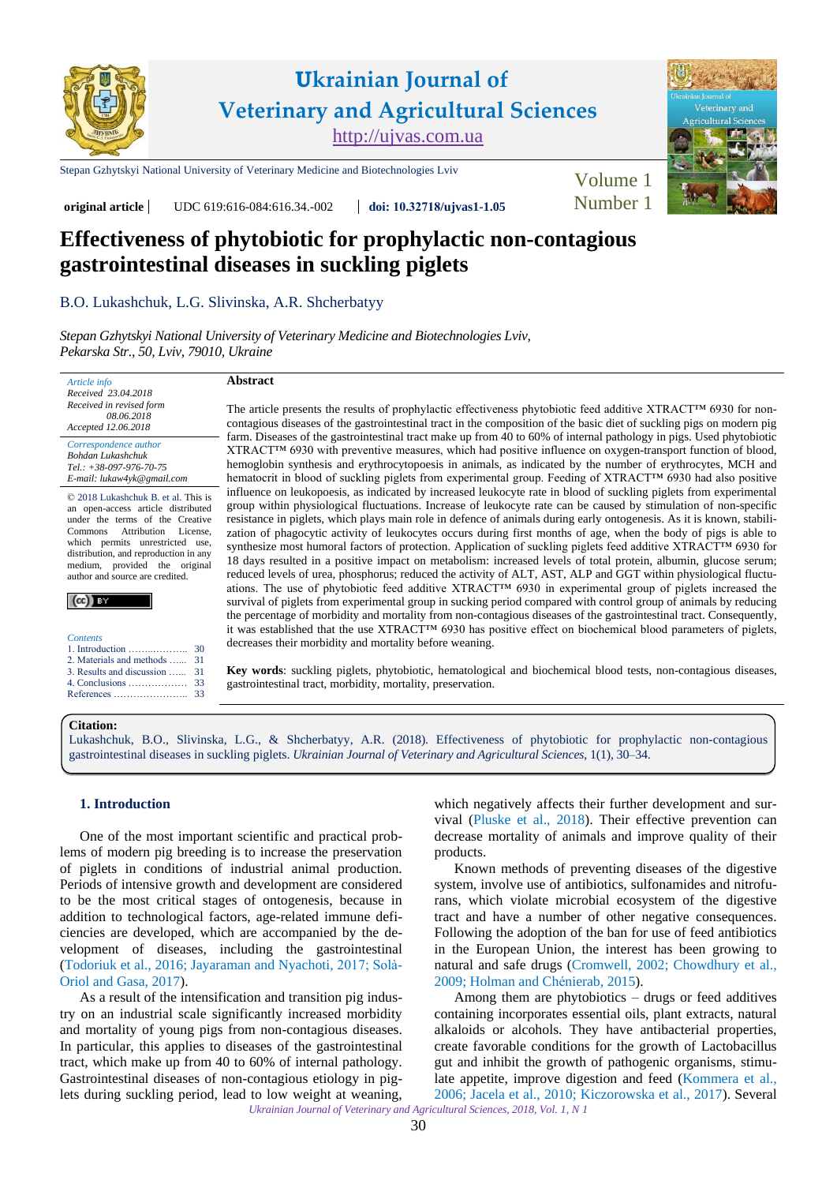# Ukrainian Journal of Veterinary and Agricultural Sciences

http://ujvas.com.ua

Stepan Gzhytskyi National University of Veterinary Medicine and Biotechnologies Lviv

**original article** | UDC 619:616-084:616.34.-002 | **doi: 10.32718/ujvas1-1.05**

Volume 1 Number 1

# Effectiveness of phytobiotic for prophylactic non-contagious gastrointestinal diseases in suckling piglets

B.O. Lukashchuk, L.G. Slivinska, A.R. Shcherbatyy

*Stepan Gzhytskyi National University of Veterinary Medicine and Biotechnologies Lviv, Pekarska Str., 50, Lviv, 79010, Ukraine*

*Article info*
*Received 23.04.2018*
*Received in revised form 08.06.2018*
*Accepted 12.06.2018*

*Correspondence author*
*Bohdan Lukashchuk*
*Tel.: +38-097-976-70-75*
*E-mail: lukaw4yk@gmail.com*

© 2018 Lukashchuk B. et al. This is an open-access article distributed under the terms of the Creative Commons Attribution License, which permits unrestricted use, distribution, and reproduction in any medium, provided the original author and source are credited.

*Contents*
1. Introduction .................. 30
2. Materials and methods ...... 31
3. Results and discussion ...... 31
4. Conclusions .................. 33
References ...................... 33

**Abstract**

The article presents the results of prophylactic effectiveness phytobiotic feed additive XTRACT™ 6930 for non-contagious diseases of the gastrointestinal tract in the composition of the basic diet of suckling pigs on modern pig farm. Diseases of the gastrointestinal tract make up from 40 to 60% of internal pathology in pigs. Used phytobiotic XTRACT™ 6930 with preventive measures, which had positive influence on oxygen-transport function of blood, hemoglobin synthesis and erythrocytopoesis in animals, as indicated by the number of erythrocytes, MCH and hematocrit in blood of suckling piglets from experimental group. Feeding of XTRACT™ 6930 had also positive influence on leukopoesis, as indicated by increased leukocyte rate in blood of suckling piglets from experimental group within physiological fluctuations. Increase of leukocyte rate can be caused by stimulation of non-specific resistance in piglets, which plays main role in defence of animals during early ontogenesis. As it is known, stabilization of phagocytic activity of leukocytes occurs during first months of age, when the body of pigs is able to synthesize most humoral factors of protection. Application of suckling piglets feed additive XTRACT™ 6930 for 18 days resulted in a positive impact on metabolism: increased levels of total protein, albumin, glucose serum; reduced levels of urea, phosphorus; reduced the activity of ALT, AST, ALP and GGT within physiological fluctuations. The use of phytobiotic feed additive XTRACT™ 6930 in experimental group of piglets increased the survival of piglets from experimental group in sucking period compared with control group of animals by reducing the percentage of morbidity and mortality from non-contagious diseases of the gastrointestinal tract. Consequently, it was established that the use XTRACT™ 6930 has positive effect on biochemical blood parameters of piglets, decreases their morbidity and mortality before weaning.

**Key words**: suckling piglets, phytobiotic, hematological and biochemical blood tests, non-contagious diseases, gastrointestinal tract, morbidity, mortality, preservation.

**Citation:**
Lukashchuk, B.O., Slivinska, L.G., & Shcherbatyy, A.R. (2018). Effectiveness of phytobiotic for prophylactic non-contagious gastrointestinal diseases in suckling piglets. *Ukrainian Journal of Veterinary and Agricultural Sciences*, 1(1), 30–34.

## 1. Introduction

One of the most important scientific and practical problems of modern pig breeding is to increase the preservation of piglets in conditions of industrial animal production. Periods of intensive growth and development are considered to be the most critical stages of ontogenesis, because in addition to technological factors, age-related immune deficiencies are developed, which are accompanied by the development of diseases, including the gastrointestinal (Todoriuk et al., 2016; Jayaraman and Nyachoti, 2017; Solà-Oriol and Gasa, 2017).

As a result of the intensification and transition pig industry on an industrial scale significantly increased morbidity and mortality of young pigs from non-contagious diseases. In particular, this applies to diseases of the gastrointestinal tract, which make up from 40 to 60% of internal pathology. Gastrointestinal diseases of non-contagious etiology in piglets during suckling period, lead to low weight at weaning, which negatively affects their further development and survival (Pluske et al., 2018). Their effective prevention can decrease mortality of animals and improve quality of their products.

Known methods of preventing diseases of the digestive system, involve use of antibiotics, sulfonamides and nitrofurans, which violate microbial ecosystem of the digestive tract and have a number of other negative consequences. Following the adoption of the ban for use of feed antibiotics in the European Union, the interest has been growing to natural and safe drugs (Cromwell, 2002; Chowdhury et al., 2009; Holman and Chénierab, 2015).

Among them are phytobiotics – drugs or feed additives containing incorporates essential oils, plant extracts, natural alkaloids or alcohols. They have antibacterial properties, create favorable conditions for the growth of Lactobacillus gut and inhibit the growth of pathogenic organisms, stimulate appetite, improve digestion and feed (Kommera et al., 2006; Jacela et al., 2010; Kiczorowska et al., 2017). Several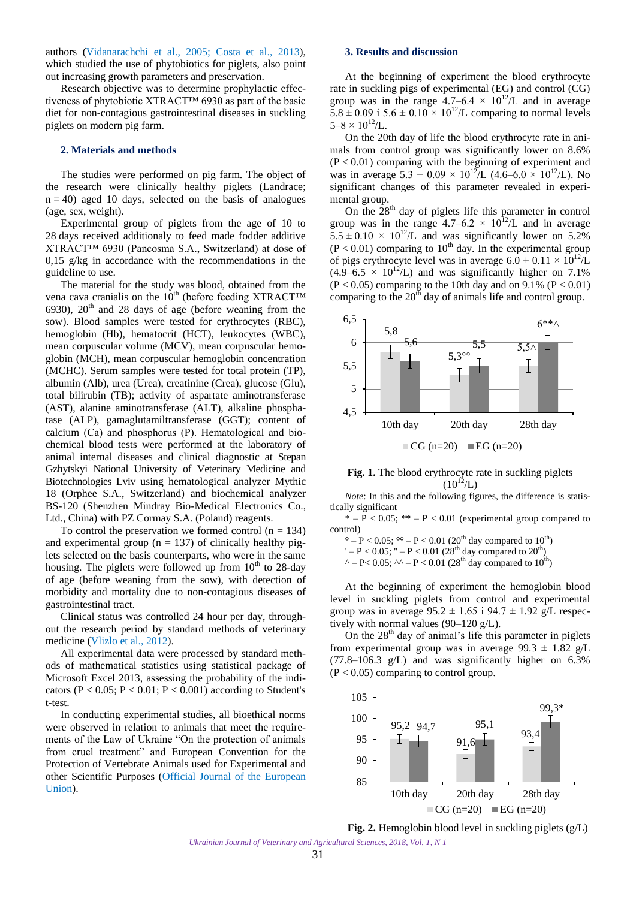authors (Vidanarachchi et al., 2005; Costa et al., 2013), which studied the use of phytobiotics for piglets, also point out increasing growth parameters and preservation.

Research objective was to determine prophylactic effectiveness of phytobiotic XTRACT™ 6930 as part of the basic diet for non-contagious gastrointestinal diseases in suckling piglets on modern pig farm.

## 2. Materials and methods

The studies were performed on pig farm. The object of the research were clinically healthy piglets (Landrace; n = 40) aged 10 days, selected on the basis of analogues (age, sex, weight).

Experimental group of piglets from the age of 10 to 28 days received additionaly to feed made fodder additive XTRACT™ 6930 (Pancosma S.A., Switzerland) at dose of 0,15 g/kg in accordance with the recommendations in the guideline to use.

The material for the study was blood, obtained from the vena cava cranialis on the 10th (before feeding XTRACT™ 6930), 20th and 28 days of age (before weaning from the sow). Blood samples were tested for erythrocytes (RBC), hemoglobin (Hb), hematocrit (HCT), leukocytes (WBC), mean corpuscular volume (MCV), mean corpuscular hemoglobin (MCH), mean corpuscular hemoglobin concentration (MCHC). Serum samples were tested for total protein (TP), albumin (Alb), urea (Urea), creatinine (Crea), glucose (Glu), total bilirubin (TB); activity of aspartate aminotransferase (AST), alanine aminotransferase (ALT), alkaline phosphatase (ALP), gamaglutamiltransferase (GGT); content of calcium (Ca) and phosphorus (P). Hematological and biochemical blood tests were performed at the laboratory of animal internal diseases and clinical diagnostic at Stepan Gzhytskyi National University of Veterinary Medicine and Biotechnologies Lviv using hematological analyzer Mythic 18 (Orphee S.A., Switzerland) and biochemical analyzer BS-120 (Shenzhen Mindray Bio-Medical Electronics Co., Ltd., China) with PZ Cormay S.A. (Poland) reagents.

To control the preservation we formed control (n = 134) and experimental group (n = 137) of clinically healthy piglets selected on the basis counterparts, who were in the same housing. The piglets were followed up from 10th to 28-day of age (before weaning from the sow), with detection of morbidity and mortality due to non-contagious diseases of gastrointestinal tract.

Clinical status was controlled 24 hour per day, throughout the research period by standard methods of veterinary medicine (Vlizlo et al., 2012).

All experimental data were processed by standard methods of mathematical statistics using statistical package of Microsoft Excel 2013, assessing the probability of the indicators ($P < 0.05$; $P < 0.01$; $P < 0.001$) according to Student's t-test.

In conducting experimental studies, all bioethical norms were observed in relation to animals that meet the requirements of the Law of Ukraine "On the protection of animals from cruel treatment" and European Convention for the Protection of Vertebrate Animals used for Experimental and other Scientific Purposes (Official Journal of the European Union).

## 3. Results and discussion

At the beginning of experiment the blood erythrocyte rate in suckling pigs of experimental (EG) and control (CG) group was in the range $4.7–6.4 \times 10^{12}$/L and in average $5.8 \pm 0.09$ i $5.6 \pm 0.10 \times 10^{12}$/L comparing to normal levels $5–8 \times 10^{12}$/L.

On the 20th day of life the blood erythrocyte rate in animals from control group was significantly lower on 8.6% ($P < 0.01$) comparing with the beginning of experiment and was in average $5.3 \pm 0.09 \times 10^{12}$/L ($4.6–6.0 \times 10^{12}$/L). No significant changes of this parameter revealed in experimental group.

On the 28th day of piglets life this parameter in control group was in the range $4.7–6.2 \times 10^{12}$/L and in average $5.5 \pm 0.10 \times 10^{12}$/L and was significantly lower on 5.2% ($P < 0.01$) comparing to 10th day. In the experimental group of pigs erythrocyte level was in average $6.0 \pm 0.11 \times 10^{12}$/L ($4.9–6.5 \times 10^{12}$/L) and was significantly higher on 7.1% ($P < 0.05$) comparing to the 10th day and on 9.1% ($P < 0.01$) comparing to the 20th day of animals life and control group.

| | CG (n=20) | EG (n=20) |
|---|---|---|
| 10th day | 5,8 | 5,6 |
| 20th day | 5,3°° | 5,5 |
| 28th day | 5,5^ | 6**^ |

**Fig. 1.** The blood erythrocyte rate in suckling piglets ($10^{12}$/L)

*Note*: In this and the following figures, the difference is statistically significant

\* – $P < 0.05$; ** – $P < 0.01$ (experimental group compared to control)

° – $P < 0.05$; °° – $P < 0.01$ (20th day compared to 10th)

' – $P < 0.05$; " – $P < 0.01$ (28th day compared to 20th)

^ – $P < 0.05$; ^^ – $P < 0.01$ (28th day compared to 10th)

At the beginning of experiment the hemoglobin blood level in suckling piglets from control and experimental group was in average $95.2 \pm 1.65$ i $94.7 \pm 1.92$ g/L respectively with normal values (90–120 g/L).

On the 28th day of animal's life this parameter in piglets from experimental group was in average $99.3 \pm 1.82$ g/L (77.8–106.3 g/L) and was significantly higher on 6.3% ($P < 0.05$) comparing to control group.

| | CG (n=20) | EG (n=20) |
|---|---|---|
| 10th day | 95,2 | 94,7 |
| 20th day | 91,6 | 95,1 |
| 28th day | 93,4 | 99,3* |

**Fig. 2.** Hemoglobin blood level in suckling piglets (g/L)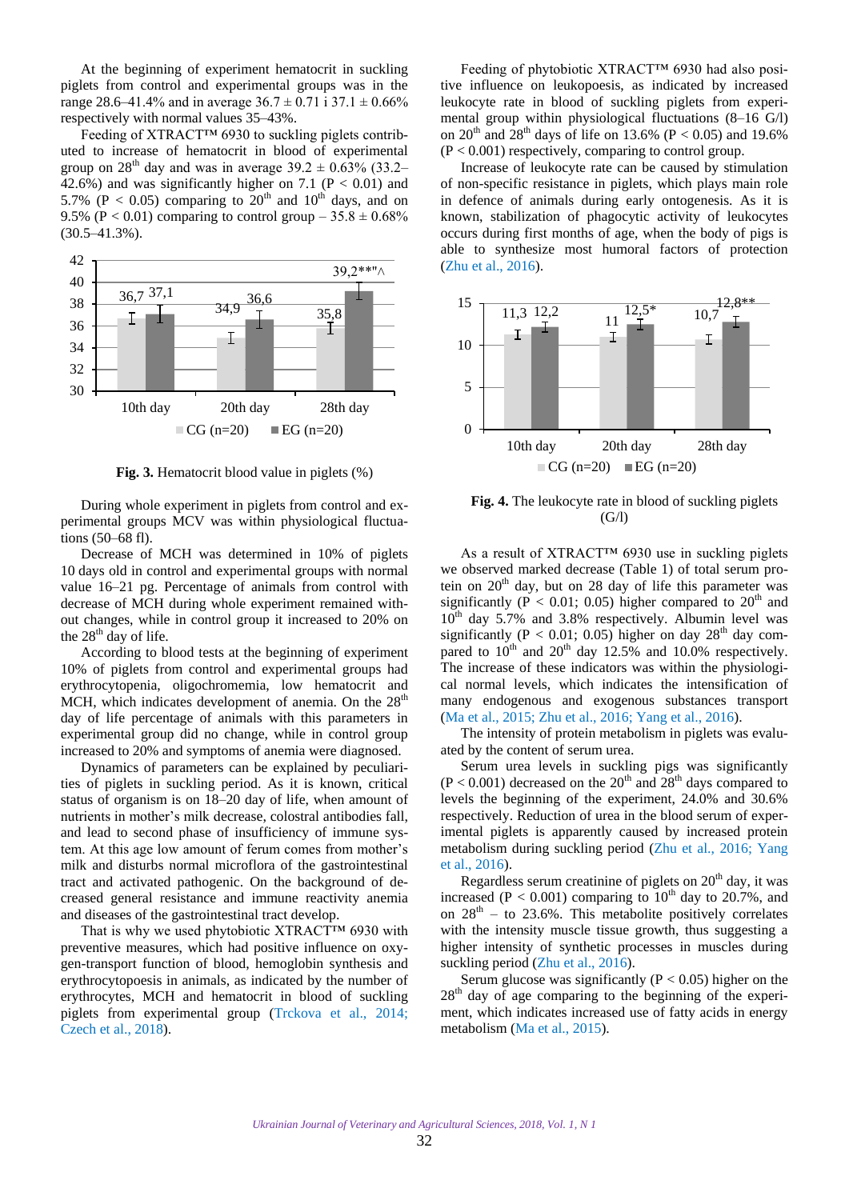At the beginning of experiment hematocrit in suckling piglets from control and experimental groups was in the range 28.6–41.4% and in average 36.7 ± 0.71 і 37.1 ± 0.66% respectively with normal values 35–43%.

Feeding of XTRACT™ 6930 to suckling piglets contributed to increase of hematocrit in blood of experimental group on 28[th] day and was in average 39.2 ± 0.63% (33.2–42.6%) and was significantly higher on 7.1 ($P < 0.01$) and 5.7% ($P < 0.05$) comparing to 20[th] and 10[th] days, and on 9.5% ($P < 0.01$) comparing to control group – 35.8 ± 0.68% (30.5–41.3%).

**Fig. 3.** Hematocrit blood value in piglets (%)

During whole experiment in piglets from control and experimental groups MCV was within physiological fluctuations (50–68 fl).

Decrease of MCH was determined in 10% of piglets 10 days old in control and experimental groups with normal value 16–21 pg. Percentage of animals from control with decrease of MCH during whole experiment remained without changes, while in control group it increased to 20% on the 28[th] day of life.

According to blood tests at the beginning of experiment 10% of piglets from control and experimental groups had erythrocytopenia, oligochromemia, low hematocrit and MCH, which indicates development of anemia. On the 28[th] day of life percentage of animals with this parameters in experimental group did no change, while in control group increased to 20% and symptoms of anemia were diagnosed.

Dynamics of parameters can be explained by peculiarities of piglets in suckling period. As it is known, critical status of organism is on 18–20 day of life, when amount of nutrients in mother's milk decrease, colostral antibodies fall, and lead to second phase of insufficiency of immune system. At this age low amount of ferum comes from mother's milk and disturbs normal microflora of the gastrointestinal tract and activated pathogenic. On the background of decreased general resistance and immune reactivity anemia and diseases of the gastrointestinal tract develop.

That is why we used phytobiotic XTRACT™ 6930 with preventive measures, which had positive influence on oxygen-transport function of blood, hemoglobin synthesis and erythrocytopoesis in animals, as indicated by the number of erythrocytes, MCH and hematocrit in blood of suckling piglets from experimental group (Trckova et al., 2014; Czech et al., 2018).

Feeding of phytobiotic XTRACT™ 6930 had also positive influence on leukopoesis, as indicated by increased leukocyte rate in blood of suckling piglets from experimental group within physiological fluctuations (8–16 G/l) on 20[th] and 28[th] days of life on 13.6% ($P < 0.05$) and 19.6% ($P < 0.001$) respectively, comparing to control group.

Increase of leukocyte rate can be caused by stimulation of non-specific resistance in piglets, which plays main role in defence of animals during early ontogenesis. As it is known, stabilization of phagocytic activity of leukocytes occurs during first months of age, when the body of pigs is able to synthesize most humoral factors of protection (Zhu et al., 2016).

**Fig. 4.** The leukocyte rate in blood of suckling piglets (G/l)

As a result of XTRACT™ 6930 use in suckling piglets we observed marked decrease (Table 1) of total serum protein on 20[th] day, but on 28 day of life this parameter was significantly ($P < 0.01$; 0.05) higher compared to 20[th] and 10[th] day 5.7% and 3.8% respectively. Albumin level was significantly ($P < 0.01$; 0.05) higher on day 28[th] day compared to 10[th] and 20[th] day 12.5% and 10.0% respectively. The increase of these indicators was within the physiological normal levels, which indicates the intensification of many endogenous and exogenous substances transport (Ma et al., 2015; Zhu et al., 2016; Yang et al., 2016).

The intensity of protein metabolism in piglets was evaluated by the content of serum urea.

Serum urea levels in suckling pigs was significantly ($P < 0.001$) decreased on the 20[th] and 28[th] days compared to levels the beginning of the experiment, 24.0% and 30.6% respectively. Reduction of urea in the blood serum of experimental piglets is apparently caused by increased protein metabolism during suckling period (Zhu et al., 2016; Yang et al., 2016).

Regardless serum creatinine of piglets on 20[th] day, it was increased ($P < 0.001$) comparing to 10[th] day to 20.7%, and on 28[th] – to 23.6%. This metabolite positively correlates with the intensity muscle tissue growth, thus suggesting a higher intensity of synthetic processes in muscles during suckling period (Zhu et al., 2016).

Serum glucose was significantly ($P < 0.05$) higher on the 28[th] day of age comparing to the beginning of the experiment, which indicates increased use of fatty acids in energy metabolism (Ma et al., 2015).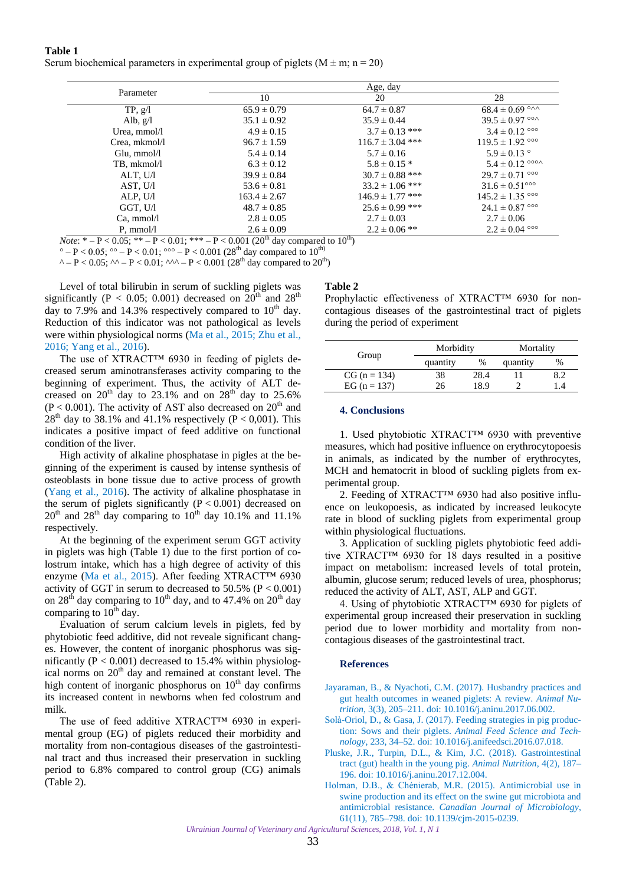**Table 1**
Serum biochemical parameters in experimental group of piglets (M ± m; n = 20)

| Parameter | Age, day | | |
|---|---|---|---|
| | 10 | 20 | 28 |
| TP, g/l | 65.9 ± 0.79 | 64.7 ± 0.87 | 68.4 ± 0.69 °^^ |
| Alb, g/l | 35.1 ± 0.92 | 35.9 ± 0.44 | 39.5 ± 0.97 °°^ |
| Urea, mmol/l | 4.9 ± 0.15 | 3.7 ± 0.13 *** | 3.4 ± 0.12 °°° |
| Crea, mkmol/l | 96.7 ± 1.59 | 116.7 ± 3.04 *** | 119.5 ± 1.92 °°° |
| Glu, mmol/l | 5.4 ± 0.14 | 5.7 ± 0.16 | 5.9 ± 0.13 ° |
| TB, mkmol/l | 6.3 ± 0.12 | 5.8 ± 0.15 * | 5.4 ± 0.12 °°°^ |
| ALT, U/l | 39.9 ± 0.84 | 30.7 ± 0.88 *** | 29.7 ± 0.71 °°° |
| AST, U/l | 53.6 ± 0.81 | 33.2 ± 1.06 *** | 31.6 ± 0.51°°° |
| ALP, U/l | 163.4 ± 2.67 | 146.9 ± 1.77 *** | 145.2 ± 1.35 °°° |
| GGT, U/l | 48.7 ± 0.85 | 25.6 ± 0.99 *** | 24.1 ± 0.87 °°° |
| Ca, mmol/l | 2.8 ± 0.05 | 2.7 ± 0.03 | 2.7 ± 0.06 |
| P, mmol/l | 2.6 ± 0.09 | 2.2 ± 0.06 ** | 2.2 ± 0.04 °°° |

*Note*: * – P < 0.05; ** – P < 0.01; *** – P < 0.001 (20th day compared to 10th)
° – P < 0.05; °° – P < 0.01; °°° – P < 0.001 (28th day compared to 10th)
^ – P < 0.05; ^^ – P < 0.01; ^^^ – P < 0.001 (28th day compared to 20th)

Level of total bilirubin in serum of suckling piglets was significantly (P < 0.05; 0.001) decreased on 20th and 28th day to 7.9% and 14.3% respectively compared to 10th day. Reduction of this indicator was not pathological as levels were within physiological norms (Ma et al., 2015; Zhu et al., 2016; Yang et al., 2016).

The use of XTRACT™ 6930 in feeding of piglets decreased serum aminotransferases activity comparing to the beginning of experiment. Thus, the activity of ALT decreased on 20th day to 23.1% and on 28th day to 25.6% (P < 0.001). The activity of AST also decreased on 20th and 28th day to 38.1% and 41.1% respectively (P < 0,001). This indicates a positive impact of feed additive on functional condition of the liver.

High activity of alkaline phosphatase in pigles at the beginning of the experiment is caused by intense synthesis of osteoblasts in bone tissue due to active process of growth (Yang et al., 2016). The activity of alkaline phosphatase in the serum of piglets significantly (P < 0.001) decreased on 20th and 28th day comparing to 10th day 10.1% and 11.1% respectively.

At the beginning of the experiment serum GGT activity in piglets was high (Table 1) due to the first portion of colostrum intake, which has a high degree of activity of this enzyme (Ma et al., 2015). After feeding XTRACT™ 6930 activity of GGT in serum to decreased to 50.5% (P < 0.001) on 28th day comparing to 10th day, and to 47.4% on 20th day comparing to 10th day.

Evaluation of serum calcium levels in piglets, fed by phytobiotic feed additive, did not reveale significant changes. However, the content of inorganic phosphorus was significantly (P < 0.001) decreased to 15.4% within physiological norms on 20th day and remained at constant level. The high content of inorganic phosphorus on 10th day confirms its increased content in newborns when fed colostrum and milk.

The use of feed additive XTRACT™ 6930 in experimental group (EG) of piglets reduced their morbidity and mortality from non-contagious diseases of the gastrointestinal tract and thus increased their preservation in suckling period to 6.8% compared to control group (CG) animals (Table 2).

**Table 2**
Prophylactic effectiveness of XTRACT™ 6930 for non-contagious diseases of the gastrointestinal tract of piglets during the period of experiment

| Group | Morbidity | | Mortality | |
|---|---|---|---|---|
| | quantity | % | quantity | % |
| CG (n = 134) | 38 | 28.4 | 11 | 8.2 |
| EG (n = 137) | 26 | 18.9 | 2 | 1.4 |

## 4. Conclusions

1. Used phytobiotic XTRACT™ 6930 with preventive measures, which had positive influence on erythrocytopoesis in animals, as indicated by the number of erythrocytes, MCH and hematocrit in blood of suckling piglets from experimental group.

2. Feeding of XTRACT™ 6930 had also positive influence on leukopoesis, as indicated by increased leukocyte rate in blood of suckling piglets from experimental group within physiological fluctuations.

3. Application of suckling piglets phytobiotic feed additive XTRACT™ 6930 for 18 days resulted in a positive impact on metabolism: increased levels of total protein, albumin, glucose serum; reduced levels of urea, phosphorus; reduced the activity of ALT, AST, ALP and GGT.

4. Using of phytobiotic XTRACT™ 6930 for piglets of experimental group increased their preservation in suckling period due to lower morbidity and mortality from non-contagious diseases of the gastrointestinal tract.

## References

Jayaraman, B., & Nyachoti, C.M. (2017). Husbandry practices and gut health outcomes in weaned piglets: A review. *Animal Nutrition*, 3(3), 205–211. doi: 10.1016/j.aninu.2017.06.002.

Solà-Oriol, D., & Gasa, J. (2017). Feeding strategies in pig production: Sows and their piglets. *Animal Feed Science and Technology*, 233, 34–52. doi: 10.1016/j.anifeedsci.2016.07.018.

Pluske, J.R., Turpin, D.L., & Kim, J.C. (2018). Gastrointestinal tract (gut) health in the young pig. *Animal Nutrition*, 4(2), 187–196. doi: 10.1016/j.aninu.2017.12.004.

Holman, D.B., & Chénierab, M.R. (2015). Antimicrobial use in swine production and its effect on the swine gut microbiota and antimicrobial resistance. *Canadian Journal of Microbiology*, 61(11), 785–798. doi: 10.1139/cjm-2015-0239.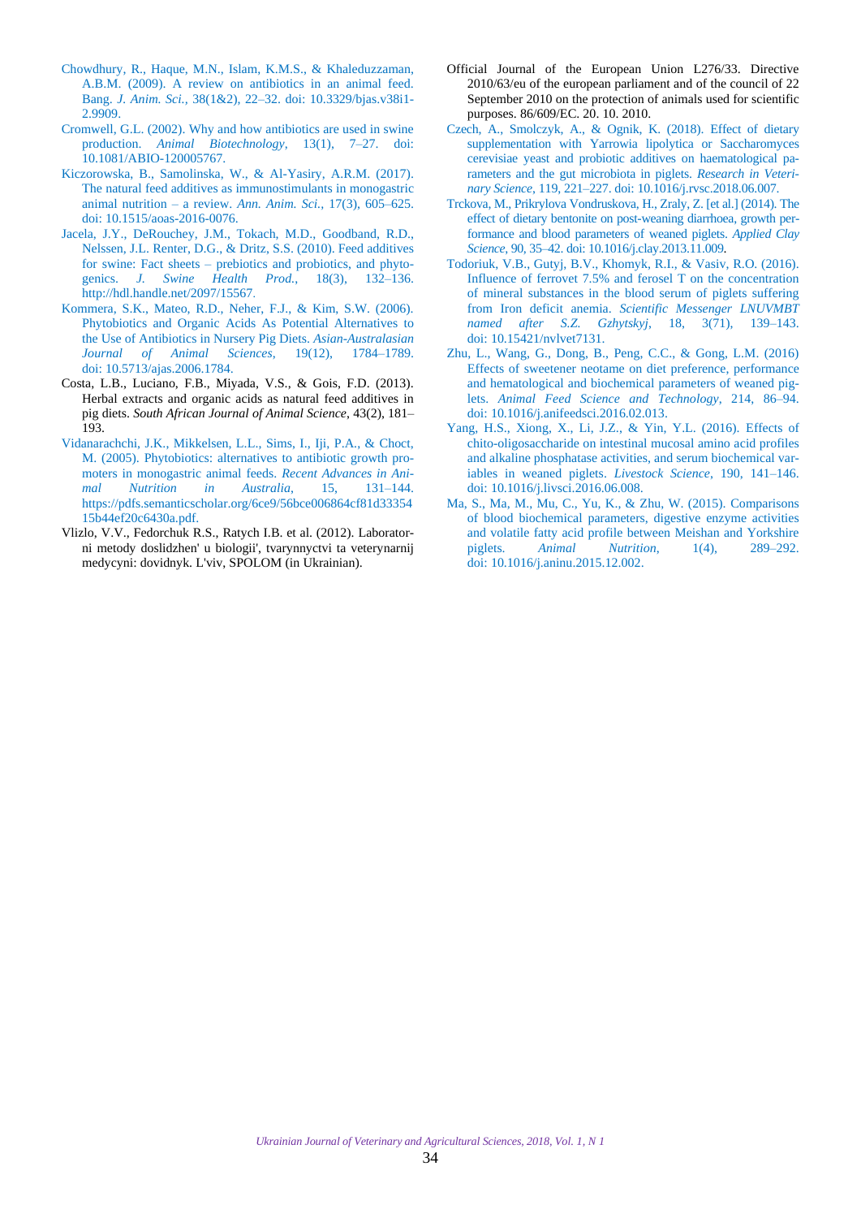Chowdhury, R., Haque, M.N., Islam, K.M.S., & Khaleduzzaman, A.B.M. (2009). A review on antibiotics in an animal feed. Bang. *J. Anim. Sci.*, 38(1&2), 22–32. doi: 10.3329/bjas.v38i1-2.9909.

Cromwell, G.L. (2002). Why and how antibiotics are used in swine production. *Animal Biotechnology*, 13(1), 7–27. doi: 10.1081/ABIO-120005767.

Kiczorowska, B., Samolinska, W., & Al-Yasiry, A.R.M. (2017). The natural feed additives as immunostimulants in monogastric animal nutrition – a review. *Ann. Anim. Sci.*, 17(3), 605–625. doi: 10.1515/aoas-2016-0076.

Jacela, J.Y., DeRouchey, J.M., Tokach, M.D., Goodband, R.D., Nelssen, J.L. Renter, D.G., & Dritz, S.S. (2010). Feed additives for swine: Fact sheets – prebiotics and probiotics, and phytogenics. *J. Swine Health Prod.*, 18(3), 132–136. http://hdl.handle.net/2097/15567.

Kommera, S.K., Mateo, R.D., Neher, F.J., & Kim, S.W. (2006). Phytobiotics and Organic Acids As Potential Alternatives to the Use of Antibiotics in Nursery Pig Diets. *Asian-Australasian Journal of Animal Sciences*, 19(12), 1784–1789. doi: 10.5713/ajas.2006.1784.

Costa, L.B., Luciano, F.B., Miyada, V.S., & Gois, F.D. (2013). Herbal extracts and organic acids as natural feed additives in pig diets. *South African Journal of Animal Science*, 43(2), 181–193.

Vidanarachchi, J.K., Mikkelsen, L.L., Sims, I., Iji, P.A., & Choct, M. (2005). Phytobiotics: alternatives to antibiotic growth promoters in monogastric animal feeds. *Recent Advances in Animal Nutrition in Australia*, 15, 131–144. https://pdfs.semanticscholar.org/6ce9/56bce006864cf81d3335415b44ef20c6430a.pdf.

Vlizlo, V.V., Fedorchuk R.S., Ratych I.B. et al. (2012). Laboratorni metody doslidzhen' u biologii', tvarynnyctvi ta veterynarnij medycyni: dovidnyk. L'viv, SPOLOM (in Ukrainian).

Official Journal of the European Union L276/33. Directive 2010/63/eu of the european parliament and of the council of 22 September 2010 on the protection of animals used for scientific purposes. 86/609/EC. 20. 10. 2010.

Czech, A., Smolczyk, A., & Ognik, K. (2018). Effect of dietary supplementation with Yarrowia lipolytica or Saccharomyces cerevisiae yeast and probiotic additives on haematological parameters and the gut microbiota in piglets. *Research in Veterinary Science*, 119, 221–227. doi: 10.1016/j.rvsc.2018.06.007.

Trckova, M., Prikrylova Vondruskova, H., Zraly, Z. [et al.] (2014). The effect of dietary bentonite on post-weaning diarrhoea, growth performance and blood parameters of weaned piglets. *Applied Clay Science*, 90, 35–42. doi: 10.1016/j.clay.2013.11.009.

Todoriuk, V.B., Gutyj, B.V., Khomyk, R.I., & Vasiv, R.O. (2016). Influence of ferrovet 7.5% and ferosel T on the concentration of mineral substances in the blood serum of piglets suffering from Iron deficit anemia. *Scientific Messenger LNUVMBT named after S.Z. Gzhytskyj*, 18, 3(71), 139–143. doi: 10.15421/nvlvet7131.

Zhu, L., Wang, G., Dong, B., Peng, C.C., & Gong, L.M. (2016) Effects of sweetener neotame on diet preference, performance and hematological and biochemical parameters of weaned piglets. *Animal Feed Science and Technology*, 214, 86–94. doi: 10.1016/j.anifeedsci.2016.02.013.

Yang, H.S., Xiong, X., Li, J.Z., & Yin, Y.L. (2016). Effects of chito-oligosaccharide on intestinal mucosal amino acid profiles and alkaline phosphatase activities, and serum biochemical variables in weaned piglets. *Livestock Science*, 190, 141–146. doi: 10.1016/j.livsci.2016.06.008.

Ma, S., Ma, M., Mu, C., Yu, K., & Zhu, W. (2015). Comparisons of blood biochemical parameters, digestive enzyme activities and volatile fatty acid profile between Meishan and Yorkshire piglets. *Animal Nutrition*, 1(4), 289–292. doi: 10.1016/j.aninu.2015.12.002.